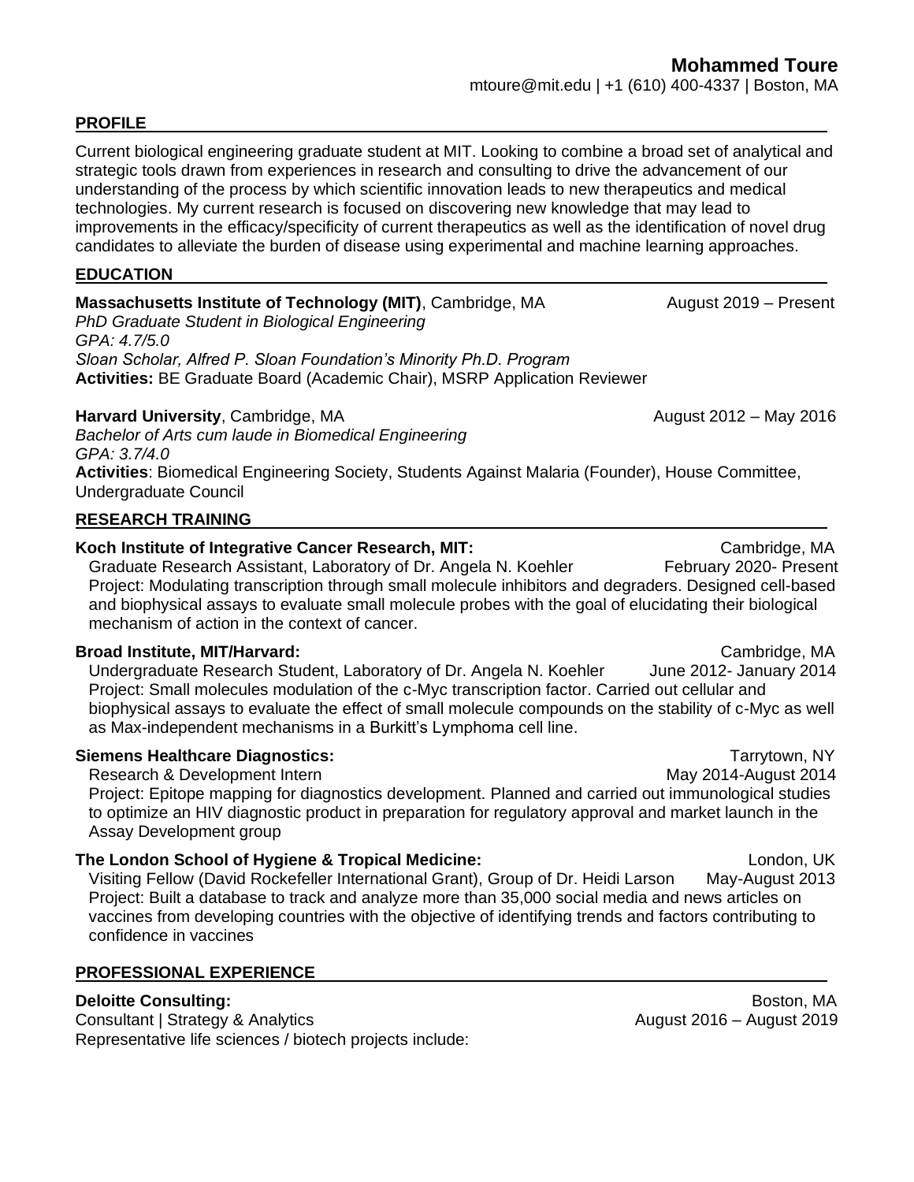# Mohammed Toure

mtoure@mit.edu | +1 (610) 400-4337 | Boston, MA

## PROFILE

Current biological engineering graduate student at MIT. Looking to combine a broad set of analytical and strategic tools drawn from experiences in research and consulting to drive the advancement of our understanding of the process by which scientific innovation leads to new therapeutics and medical technologies. My current research is focused on discovering new knowledge that may lead to improvements in the efficacy/specificity of current therapeutics as well as the identification of novel drug candidates to alleviate the burden of disease using experimental and machine learning approaches.

## EDUCATION

**Massachusetts Institute of Technology (MIT)**, Cambridge, MA — August 2019 – Present
*PhD Graduate Student in Biological Engineering*
*GPA: 4.7/5.0*
*Sloan Scholar, Alfred P. Sloan Foundation's Minority Ph.D. Program*
**Activities:** BE Graduate Board (Academic Chair), MSRP Application Reviewer

**Harvard University**, Cambridge, MA — August 2012 – May 2016
*Bachelor of Arts cum laude in Biomedical Engineering*
*GPA: 3.7/4.0*
**Activities**: Biomedical Engineering Society, Students Against Malaria (Founder), House Committee, Undergraduate Council

## RESEARCH TRAINING

**Koch Institute of Integrative Cancer Research, MIT:** — Cambridge, MA
Graduate Research Assistant, Laboratory of Dr. Angela N. Koehler — February 2020- Present
Project: Modulating transcription through small molecule inhibitors and degraders. Designed cell-based and biophysical assays to evaluate small molecule probes with the goal of elucidating their biological mechanism of action in the context of cancer.

**Broad Institute, MIT/Harvard:** — Cambridge, MA
Undergraduate Research Student, Laboratory of Dr. Angela N. Koehler — June 2012- January 2014
Project: Small molecules modulation of the c-Myc transcription factor. Carried out cellular and biophysical assays to evaluate the effect of small molecule compounds on the stability of c-Myc as well as Max-independent mechanisms in a Burkitt's Lymphoma cell line.

**Siemens Healthcare Diagnostics:** — Tarrytown, NY
Research & Development Intern — May 2014-August 2014
Project: Epitope mapping for diagnostics development. Planned and carried out immunological studies to optimize an HIV diagnostic product in preparation for regulatory approval and market launch in the Assay Development group

**The London School of Hygiene & Tropical Medicine:** — London, UK
Visiting Fellow (David Rockefeller International Grant), Group of Dr. Heidi Larson — May-August 2013
Project: Built a database to track and analyze more than 35,000 social media and news articles on vaccines from developing countries with the objective of identifying trends and factors contributing to confidence in vaccines

## PROFESSIONAL EXPERIENCE

**Deloitte Consulting:** — Boston, MA
Consultant | Strategy & Analytics — August 2016 – August 2019
Representative life sciences / biotech projects include: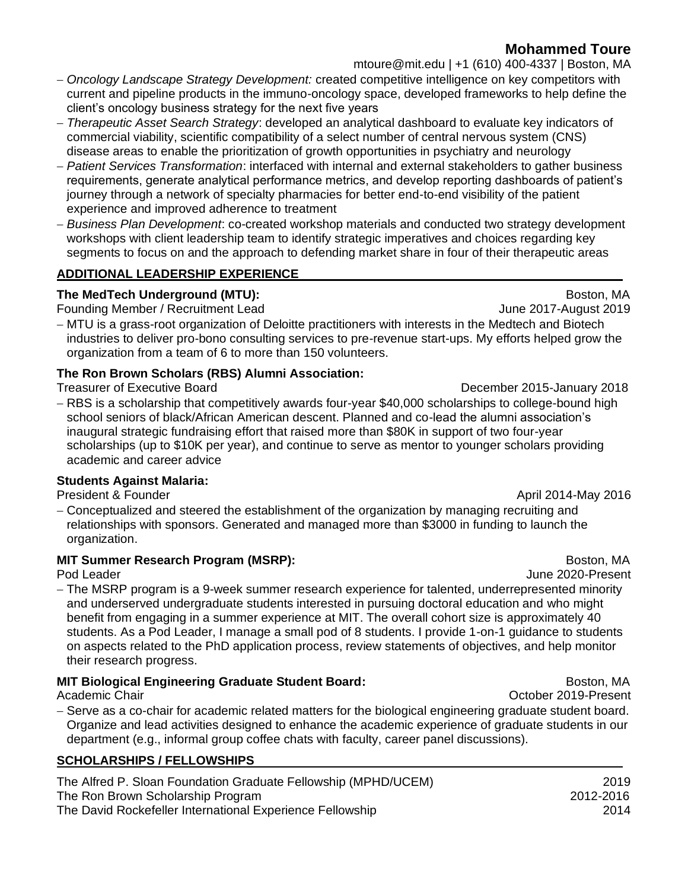**Mohammed Toure**
mtoure@mit.edu | +1 (610) 400-4337 | Boston, MA

- *Oncology Landscape Strategy Development:* created competitive intelligence on key competitors with current and pipeline products in the immuno-oncology space, developed frameworks to help define the client's oncology business strategy for the next five years
- *Therapeutic Asset Search Strategy*: developed an analytical dashboard to evaluate key indicators of commercial viability, scientific compatibility of a select number of central nervous system (CNS) disease areas to enable the prioritization of growth opportunities in psychiatry and neurology
- *Patient Services Transformation*: interfaced with internal and external stakeholders to gather business requirements, generate analytical performance metrics, and develop reporting dashboards of patient's journey through a network of specialty pharmacies for better end-to-end visibility of the patient experience and improved adherence to treatment
- *Business Plan Development*: co-created workshop materials and conducted two strategy development workshops with client leadership team to identify strategic imperatives and choices regarding key segments to focus on and the approach to defending market share in four of their therapeutic areas

## ADDITIONAL LEADERSHIP EXPERIENCE

**The MedTech Underground (MTU):** Boston, MA
Founding Member / Recruitment Lead June 2017-August 2019

- MTU is a grass-root organization of Deloitte practitioners with interests in the Medtech and Biotech industries to deliver pro-bono consulting services to pre-revenue start-ups. My efforts helped grow the organization from a team of 6 to more than 150 volunteers.

**The Ron Brown Scholars (RBS) Alumni Association:**
Treasurer of Executive Board December 2015-January 2018

- RBS is a scholarship that competitively awards four-year $40,000 scholarships to college-bound high school seniors of black/African American descent. Planned and co-lead the alumni association's inaugural strategic fundraising effort that raised more than $80K in support of two four-year scholarships (up to $10K per year), and continue to serve as mentor to younger scholars providing academic and career advice

**Students Against Malaria:**
President & Founder April 2014-May 2016

- Conceptualized and steered the establishment of the organization by managing recruiting and relationships with sponsors. Generated and managed more than $3000 in funding to launch the organization.

**MIT Summer Research Program (MSRP):** Boston, MA
Pod Leader June 2020-Present

- The MSRP program is a 9-week summer research experience for talented, underrepresented minority and underserved undergraduate students interested in pursuing doctoral education and who might benefit from engaging in a summer experience at MIT. The overall cohort size is approximately 40 students. As a Pod Leader, I manage a small pod of 8 students. I provide 1-on-1 guidance to students on aspects related to the PhD application process, review statements of objectives, and help monitor their research progress.

**MIT Biological Engineering Graduate Student Board:** Boston, MA
Academic Chair October 2019-Present

- Serve as a co-chair for academic related matters for the biological engineering graduate student board. Organize and lead activities designed to enhance the academic experience of graduate students in our department (e.g., informal group coffee chats with faculty, career panel discussions).

## SCHOLARSHIPS / FELLOWSHIPS

The Alfred P. Sloan Foundation Graduate Fellowship (MPHD/UCEM) 2019
The Ron Brown Scholarship Program 2012-2016
The David Rockefeller International Experience Fellowship 2014